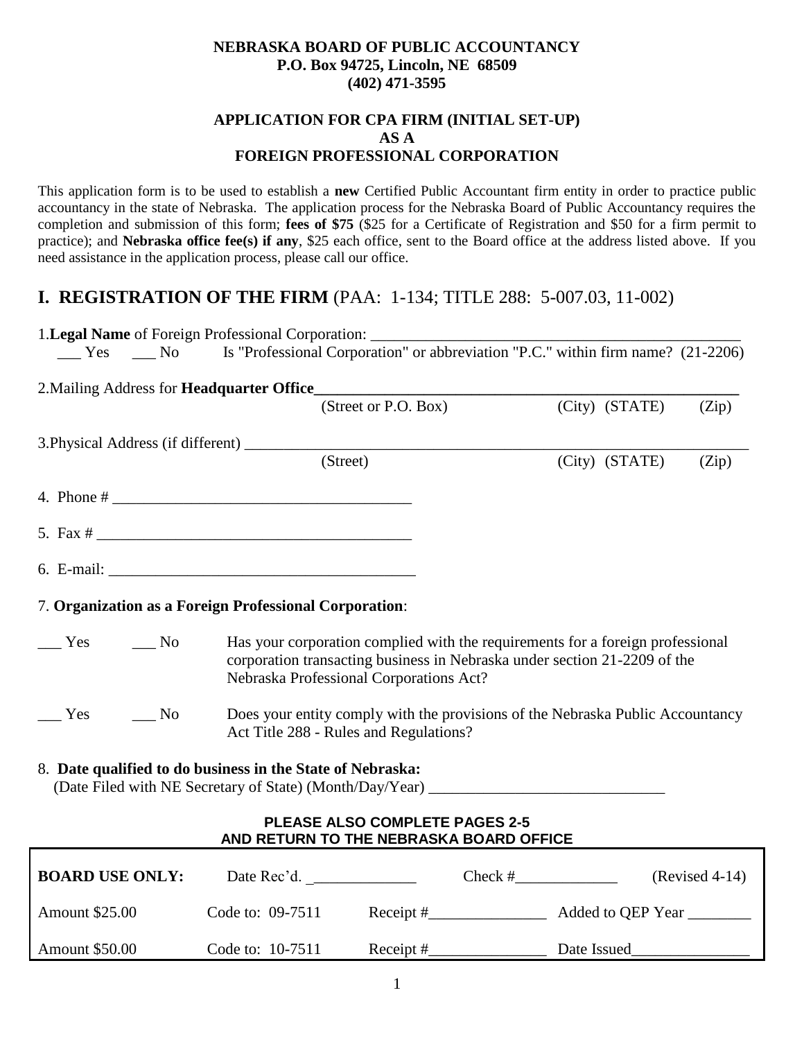**NEBRASKA BOARD OF PUBLIC ACCOUNTANCY**
**P.O. Box 94725, Lincoln, NE 68509**
**(402) 471-3595**

**APPLICATION FOR CPA FIRM (INITIAL SET-UP)**
**AS A**
**FOREIGN PROFESSIONAL CORPORATION**

This application form is to be used to establish a **new** Certified Public Accountant firm entity in order to practice public accountancy in the state of Nebraska. The application process for the Nebraska Board of Public Accountancy requires the completion and submission of this form; **fees of $75** ($25 for a Certificate of Registration and $50 for a firm permit to practice); and **Nebraska office fee(s) if any**, $25 each office, sent to the Board office at the address listed above. If you need assistance in the application process, please call our office.

## I. REGISTRATION OF THE FIRM (PAA: 1-134; TITLE 288: 5-007.03, 11-002)

1.**Legal Name** of Foreign Professional Corporation: ______________________________________________

___ Yes ___ No Is "Professional Corporation" or abbreviation "P.C." within firm name? (21-2206)

2.Mailing Address for **Headquarter Office**______________________________________________________
(Street or P.O. Box) (City) (STATE) (Zip)

3.Physical Address (if different) ______________________________________________________________
(Street) (City) (STATE) (Zip)

4. Phone # ______________________________________

5. Fax # ________________________________________

6. E-mail: ______________________________________

7. **Organization as a Foreign Professional Corporation**:

___ Yes ___ No Has your corporation complied with the requirements for a foreign professional corporation transacting business in Nebraska under section 21-2209 of the Nebraska Professional Corporations Act?

___ Yes ___ No Does your entity comply with the provisions of the Nebraska Public Accountancy Act Title 288 - Rules and Regulations?

8. **Date qualified to do business in the State of Nebraska:**
(Date Filed with NE Secretary of State) (Month/Day/Year) _____________________________

**PLEASE ALSO COMPLETE PAGES 2-5**
**AND RETURN TO THE NEBRASKA BOARD OFFICE**

| **BOARD USE ONLY:** | Date Rec'd. _____________ | Check #_____________ | (Revised 4-14) |
|---|---|---|---|
| Amount $25.00 | Code to: 09-7511 | Receipt #_______________ | Added to QEP Year ________ |
| Amount $50.00 | Code to: 10-7511 | Receipt #_______________ | Date Issued_______________ |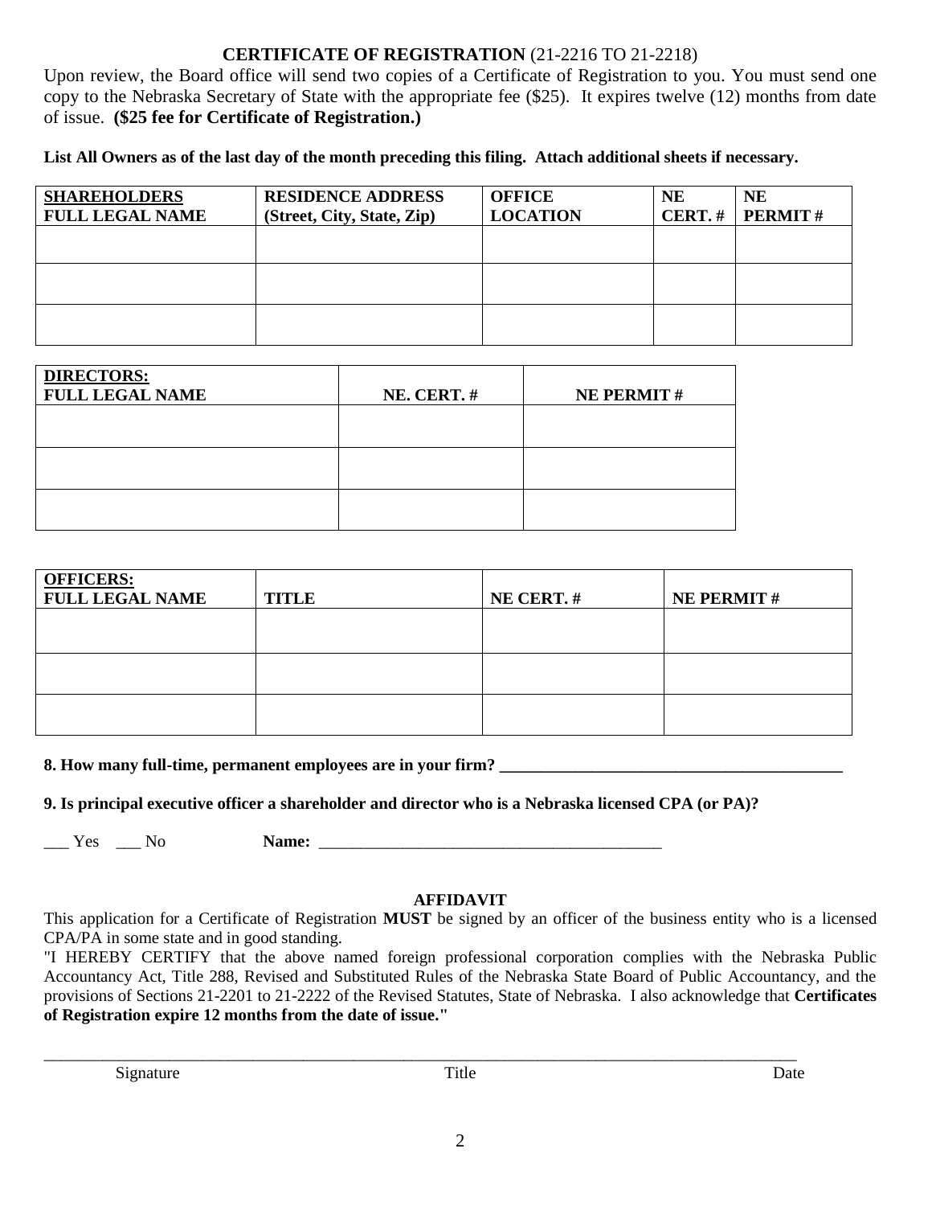**CERTIFICATE OF REGISTRATION** (21-2216 TO 21-2218)

Upon review, the Board office will send two copies of a Certificate of Registration to you. You must send one copy to the Nebraska Secretary of State with the appropriate fee ($25). It expires twelve (12) months from date of issue. **($25 fee for Certificate of Registration.)**

**List All Owners as of the last day of the month preceding this filing. Attach additional sheets if necessary.**

| **SHAREHOLDERS FULL LEGAL NAME** | **RESIDENCE ADDRESS (Street, City, State, Zip)** | **OFFICE LOCATION** | **NE CERT. #** | **NE PERMIT #** |
|---|---|---|---|---|
| | | | | |
| | | | | |
| | | | | |

| **DIRECTORS: FULL LEGAL NAME** | **NE. CERT. #** | **NE PERMIT #** |
|---|---|---|
| | | |
| | | |
| | | |

| **OFFICERS: FULL LEGAL NAME** | **TITLE** | **NE CERT. #** | **NE PERMIT #** |
|---|---|---|---|
| | | | |
| | | | |
| | | | |

**8. How many full-time, permanent employees are in your firm?** ________________________________________

**9. Is principal executive officer a shareholder and director who is a Nebraska licensed CPA (or PA)?**

___ Yes ___ No **Name:** ________________________________________

**AFFIDAVIT**

This application for a Certificate of Registration **MUST** be signed by an officer of the business entity who is a licensed CPA/PA in some state and in good standing.

"I HEREBY CERTIFY that the above named foreign professional corporation complies with the Nebraska Public Accountancy Act, Title 288, Revised and Substituted Rules of the Nebraska State Board of Public Accountancy, and the provisions of Sections 21-2201 to 21-2222 of the Revised Statutes, State of Nebraska. I also acknowledge that **Certificates of Registration expire 12 months from the date of issue."**

______________________________________________________________________________

Signature Title Date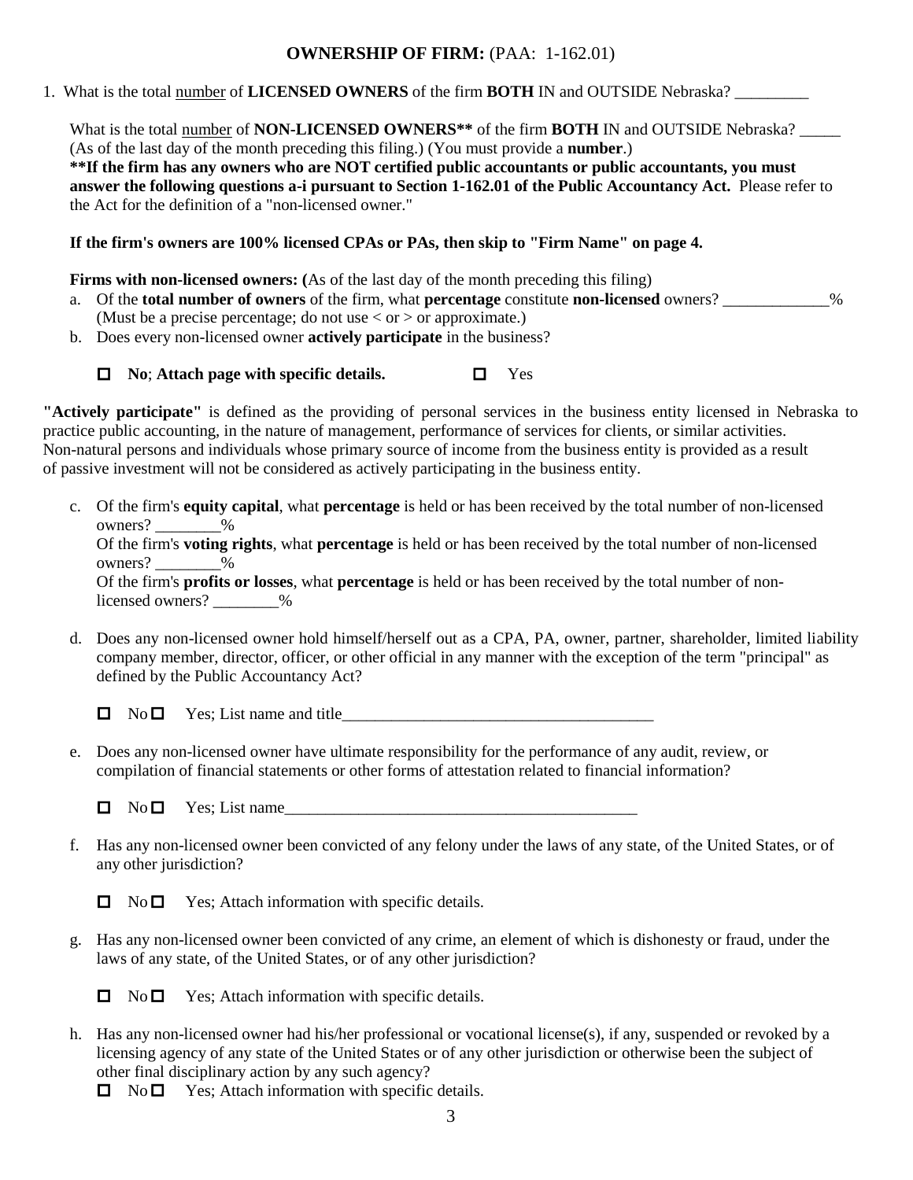## OWNERSHIP OF FIRM: (PAA: 1-162.01)

1. What is the total number of **LICENSED OWNERS** of the firm **BOTH** IN and OUTSIDE Nebraska? _________

   What is the total number of **NON-LICENSED OWNERS**** of the firm **BOTH** IN and OUTSIDE Nebraska? _____ (As of the last day of the month preceding this filing.) (You must provide a **number**.)

   ****If the firm has any owners who are NOT certified public accountants or public accountants, you must answer the following questions a-i pursuant to Section 1-162.01 of the Public Accountancy Act.** Please refer to the Act for the definition of a "non-licensed owner."

   **If the firm's owners are 100% licensed CPAs or PAs, then skip to "Firm Name" on page 4.**

   **Firms with non-licensed owners: (**As of the last day of the month preceding this filing)

   a. Of the **total number of owners** of the firm, what **percentage** constitute **non-licensed** owners? _____________% (Must be a precise percentage; do not use < or > or approximate.)

   b. Does every non-licensed owner **actively participate** in the business?

      ☐ **No**; **Attach page with specific details.** ☐ Yes

**"Actively participate"** is defined as the providing of personal services in the business entity licensed in Nebraska to practice public accounting, in the nature of management, performance of services for clients, or similar activities. Non-natural persons and individuals whose primary source of income from the business entity is provided as a result of passive investment will not be considered as actively participating in the business entity.

   c. Of the firm's **equity capital**, what **percentage** is held or has been received by the total number of non-licensed owners? ________%

      Of the firm's **voting rights**, what **percentage** is held or has been received by the total number of non-licensed owners? ________%

      Of the firm's **profits or losses**, what **percentage** is held or has been received by the total number of non-licensed owners? ________%

   d. Does any non-licensed owner hold himself/herself out as a CPA, PA, owner, partner, shareholder, limited liability company member, director, officer, or other official in any manner with the exception of the term "principal" as defined by the Public Accountancy Act?

      ☐ No ☐ Yes; List name and title_______________________________________

   e. Does any non-licensed owner have ultimate responsibility for the performance of any audit, review, or compilation of financial statements or other forms of attestation related to financial information?

      ☐ No ☐ Yes; List name____________________________________________

   f. Has any non-licensed owner been convicted of any felony under the laws of any state, of the United States, or of any other jurisdiction?

      ☐ No ☐ Yes; Attach information with specific details.

   g. Has any non-licensed owner been convicted of any crime, an element of which is dishonesty or fraud, under the laws of any state, of the United States, or of any other jurisdiction?

      ☐ No ☐ Yes; Attach information with specific details.

   h. Has any non-licensed owner had his/her professional or vocational license(s), if any, suspended or revoked by a licensing agency of any state of the United States or of any other jurisdiction or otherwise been the subject of other final disciplinary action by any such agency?

      ☐ No ☐ Yes; Attach information with specific details.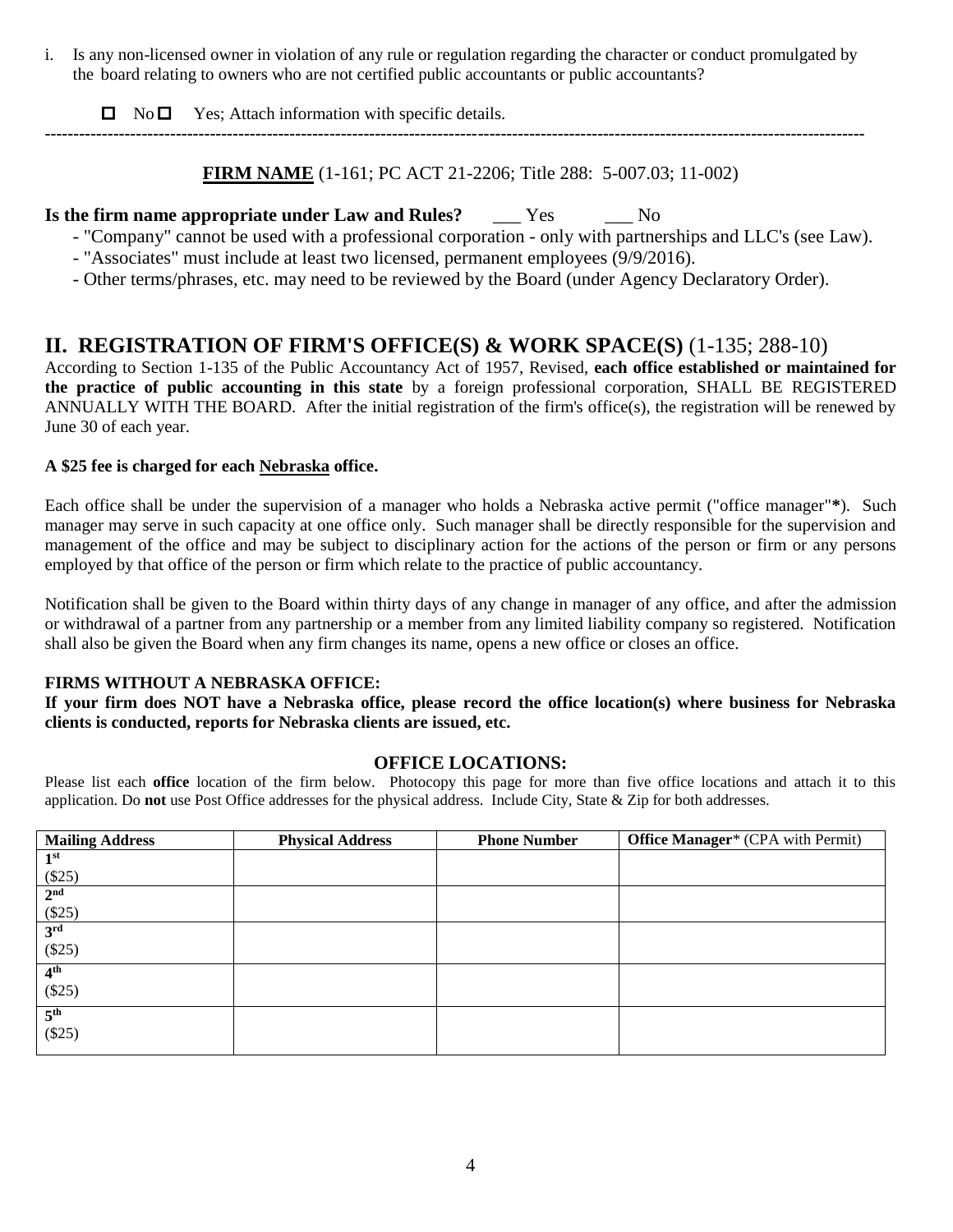i. Is any non-licensed owner in violation of any rule or regulation regarding the character or conduct promulgated by the board relating to owners who are not certified public accountants or public accountants?

☐ No ☐ Yes; Attach information with specific details.

---

**FIRM NAME** (1-161; PC ACT 21-2206; Title 288: 5-007.03; 11-002)

**Is the firm name appropriate under Law and Rules?** ___ Yes ___ No

- "Company" cannot be used with a professional corporation - only with partnerships and LLC's (see Law).
- "Associates" must include at least two licensed, permanent employees (9/9/2016).
- Other terms/phrases, etc. may need to be reviewed by the Board (under Agency Declaratory Order).

## II. REGISTRATION OF FIRM'S OFFICE(S) & WORK SPACE(S) (1-135; 288-10)

According to Section 1-135 of the Public Accountancy Act of 1957, Revised, **each office established or maintained for the practice of public accounting in this state** by a foreign professional corporation, SHALL BE REGISTERED ANNUALLY WITH THE BOARD. After the initial registration of the firm's office(s), the registration will be renewed by June 30 of each year.

**A $25 fee is charged for each Nebraska office.**

Each office shall be under the supervision of a manager who holds a Nebraska active permit ("office manager"**\***). Such manager may serve in such capacity at one office only. Such manager shall be directly responsible for the supervision and management of the office and may be subject to disciplinary action for the actions of the person or firm or any persons employed by that office of the person or firm which relate to the practice of public accountancy.

Notification shall be given to the Board within thirty days of any change in manager of any office, and after the admission or withdrawal of a partner from any partnership or a member from any limited liability company so registered. Notification shall also be given the Board when any firm changes its name, opens a new office or closes an office.

**FIRMS WITHOUT A NEBRASKA OFFICE:**

**If your firm does NOT have a Nebraska office, please record the office location(s) where business for Nebraska clients is conducted, reports for Nebraska clients are issued, etc.**

### OFFICE LOCATIONS:

Please list each **office** location of the firm below. Photocopy this page for more than five office locations and attach it to this application. Do **not** use Post Office addresses for the physical address. Include City, State & Zip for both addresses.

| Mailing Address | Physical Address | Phone Number | Office Manager* (CPA with Permit) |
|---|---|---|---|
| 1st ($25) | | | |
| 2nd ($25) | | | |
| 3rd ($25) | | | |
| 4th ($25) | | | |
| 5th ($25) | | | |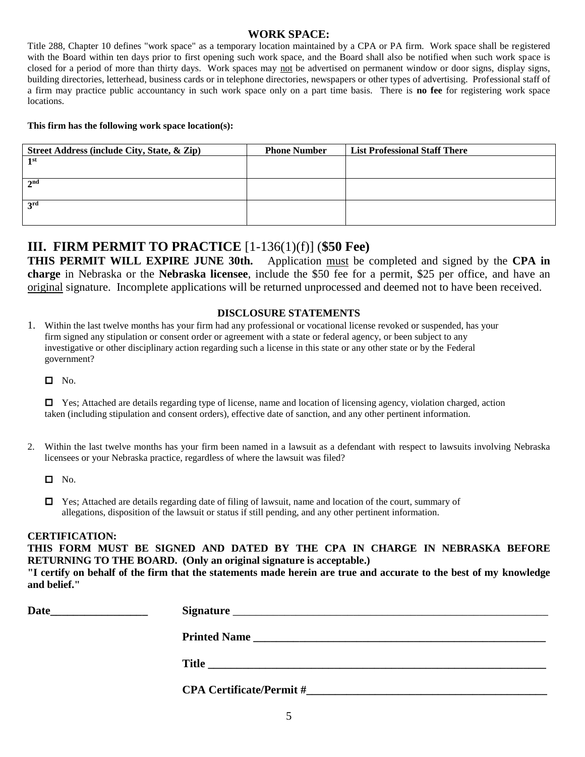**WORK SPACE:**

Title 288, Chapter 10 defines "work space" as a temporary location maintained by a CPA or PA firm. Work space shall be registered with the Board within ten days prior to first opening such work space, and the Board shall also be notified when such work space is closed for a period of more than thirty days. Work spaces may not be advertised on permanent window or door signs, display signs, building directories, letterhead, business cards or in telephone directories, newspapers or other types of advertising. Professional staff of a firm may practice public accountancy in such work space only on a part time basis. There is **no fee** for registering work space locations.

**This firm has the following work space location(s):**

| Street Address (include City, State, & Zip) | Phone Number | List Professional Staff There |
|---|---|---|
| 1st | | |
| 2nd | | |
| 3rd | | |

## III. FIRM PERMIT TO PRACTICE [1-136(1)(f)] (**$50 Fee)**

**THIS PERMIT WILL EXPIRE JUNE 30th.** Application must be completed and signed by the **CPA in charge** in Nebraska or the **Nebraska licensee**, include the $50 fee for a permit, $25 per office, and have an original signature. Incomplete applications will be returned unprocessed and deemed not to have been received.

**DISCLOSURE STATEMENTS**

1. Within the last twelve months has your firm had any professional or vocational license revoked or suspended, has your firm signed any stipulation or consent order or agreement with a state or federal agency, or been subject to any investigative or other disciplinary action regarding such a license in this state or any other state or by the Federal government?

   ☐ No.

   ☐ Yes; Attached are details regarding type of license, name and location of licensing agency, violation charged, action taken (including stipulation and consent orders), effective date of sanction, and any other pertinent information.

2. Within the last twelve months has your firm been named in a lawsuit as a defendant with respect to lawsuits involving Nebraska licensees or your Nebraska practice, regardless of where the lawsuit was filed?

   ☐ No.

   ☐ Yes; Attached are details regarding date of filing of lawsuit, name and location of the court, summary of allegations, disposition of the lawsuit or status if still pending, and any other pertinent information.

**CERTIFICATION:**

**THIS FORM MUST BE SIGNED AND DATED BY THE CPA IN CHARGE IN NEBRASKA BEFORE RETURNING TO THE BOARD. (Only an original signature is acceptable.)**

**"I certify on behalf of the firm that the statements made herein are true and accurate to the best of my knowledge and belief."**

**Date**_________________ **Signature** ____________________________________________________________

**Printed Name** ______________________________________________________

**Title** ____________________________________________________________

**CPA Certificate/Permit #**_____________________________________________